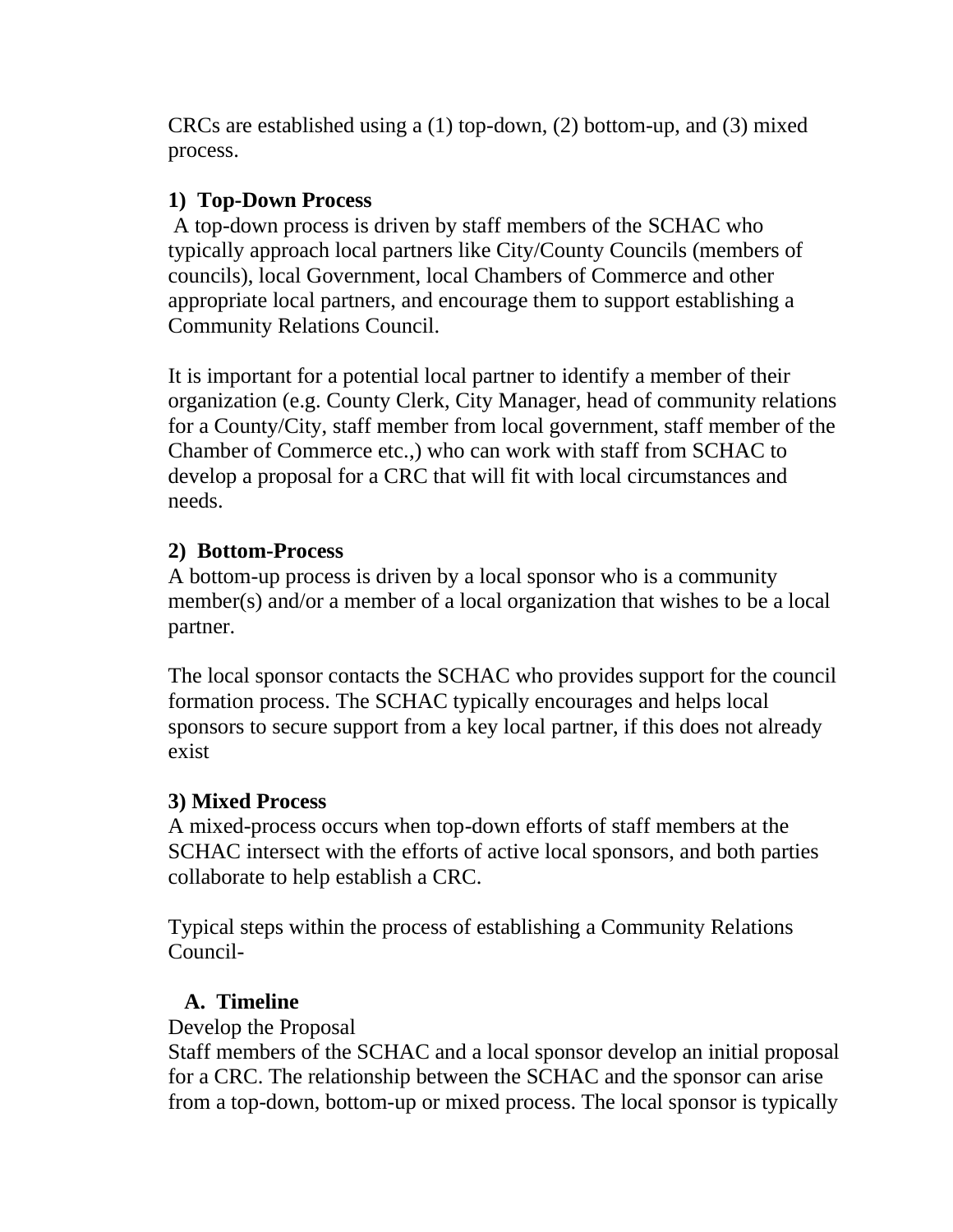CRCs are established using a (1) top-down, (2) bottom-up, and (3) mixed process.

**1) Top-Down Process**

A top-down process is driven by staff members of the SCHAC who typically approach local partners like City/County Councils (members of councils), local Government, local Chambers of Commerce and other appropriate local partners, and encourage them to support establishing a Community Relations Council.

It is important for a potential local partner to identify a member of their organization (e.g. County Clerk, City Manager, head of community relations for a County/City, staff member from local government, staff member of the Chamber of Commerce etc.,) who can work with staff from SCHAC to develop a proposal for a CRC that will fit with local circumstances and needs.

**2) Bottom-Process**

A bottom-up process is driven by a local sponsor who is a community member(s) and/or a member of a local organization that wishes to be a local partner.

The local sponsor contacts the SCHAC who provides support for the council formation process. The SCHAC typically encourages and helps local sponsors to secure support from a key local partner, if this does not already exist

**3) Mixed Process**

A mixed-process occurs when top-down efforts of staff members at the SCHAC intersect with the efforts of active local sponsors, and both parties collaborate to help establish a CRC.

Typical steps within the process of establishing a Community Relations Council-

**A. Timeline**

Develop the Proposal

Staff members of the SCHAC and a local sponsor develop an initial proposal for a CRC. The relationship between the SCHAC and the sponsor can arise from a top-down, bottom-up or mixed process. The local sponsor is typically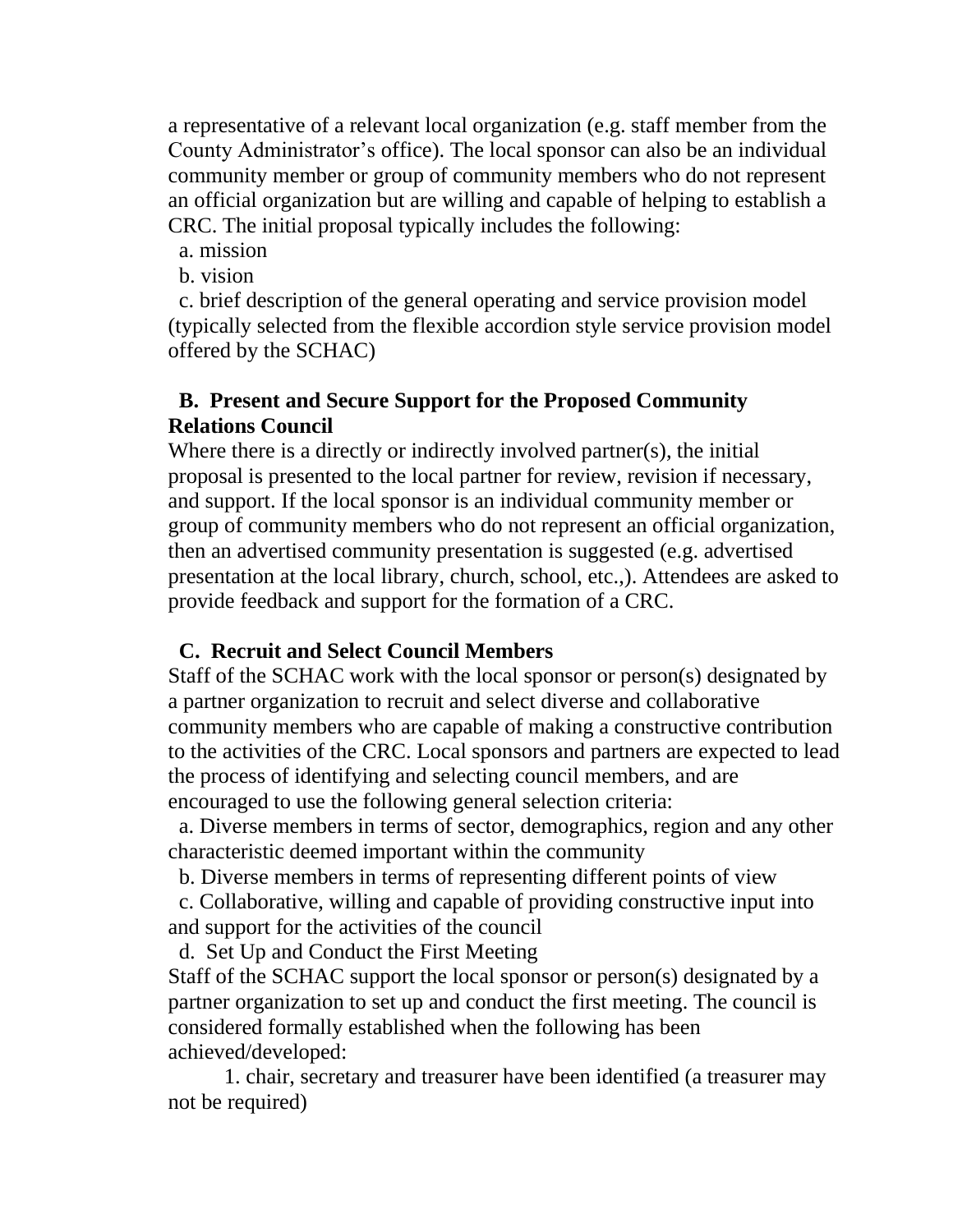a representative of a relevant local organization (e.g. staff member from the County Administrator's office). The local sponsor can also be an individual community member or group of community members who do not represent an official organization but are willing and capable of helping to establish a CRC. The initial proposal typically includes the following:

a. mission

b. vision

c. brief description of the general operating and service provision model (typically selected from the flexible accordion style service provision model offered by the SCHAC)

**B. Present and Secure Support for the Proposed Community Relations Council**

Where there is a directly or indirectly involved partner(s), the initial proposal is presented to the local partner for review, revision if necessary, and support. If the local sponsor is an individual community member or group of community members who do not represent an official organization, then an advertised community presentation is suggested (e.g. advertised presentation at the local library, church, school, etc.,). Attendees are asked to provide feedback and support for the formation of a CRC.

**C. Recruit and Select Council Members**

Staff of the SCHAC work with the local sponsor or person(s) designated by a partner organization to recruit and select diverse and collaborative community members who are capable of making a constructive contribution to the activities of the CRC. Local sponsors and partners are expected to lead the process of identifying and selecting council members, and are encouraged to use the following general selection criteria:

a. Diverse members in terms of sector, demographics, region and any other characteristic deemed important within the community

b. Diverse members in terms of representing different points of view

c. Collaborative, willing and capable of providing constructive input into and support for the activities of the council

d. Set Up and Conduct the First Meeting

Staff of the SCHAC support the local sponsor or person(s) designated by a partner organization to set up and conduct the first meeting. The council is considered formally established when the following has been achieved/developed:

1. chair, secretary and treasurer have been identified (a treasurer may not be required)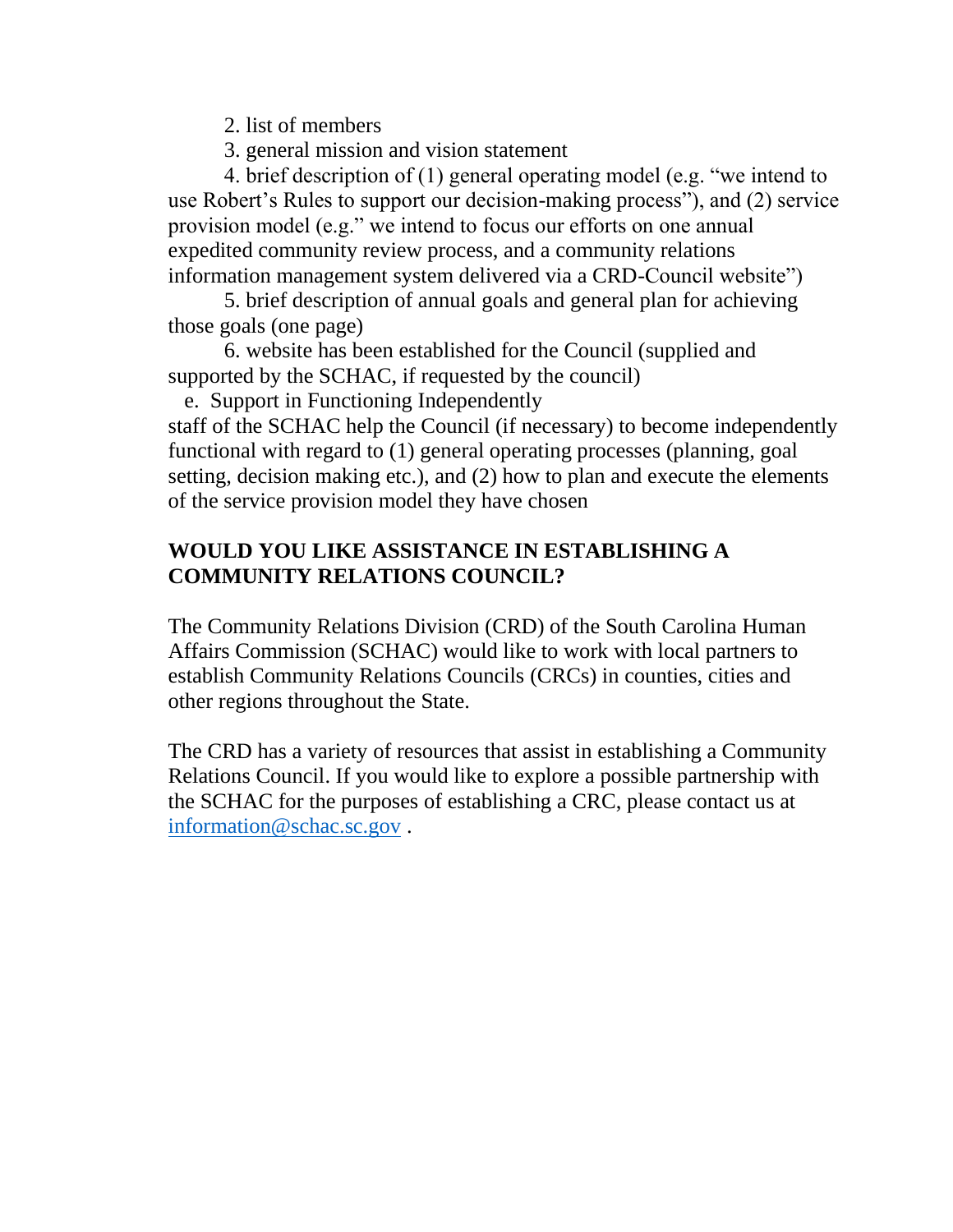2. list of members

3. general mission and vision statement

4. brief description of (1) general operating model (e.g. "we intend to use Robert's Rules to support our decision-making process"), and (2) service provision model (e.g." we intend to focus our efforts on one annual expedited community review process, and a community relations information management system delivered via a CRD-Council website")

5. brief description of annual goals and general plan for achieving those goals (one page)

6. website has been established for the Council (supplied and supported by the SCHAC, if requested by the council)

e. Support in Functioning Independently

staff of the SCHAC help the Council (if necessary) to become independently functional with regard to (1) general operating processes (planning, goal setting, decision making etc.), and (2) how to plan and execute the elements of the service provision model they have chosen

**WOULD YOU LIKE ASSISTANCE IN ESTABLISHING A COMMUNITY RELATIONS COUNCIL?**

The Community Relations Division (CRD) of the South Carolina Human Affairs Commission (SCHAC) would like to work with local partners to establish Community Relations Councils (CRCs) in counties, cities and other regions throughout the State.

The CRD has a variety of resources that assist in establishing a Community Relations Council. If you would like to explore a possible partnership with the SCHAC for the purposes of establishing a CRC, please contact us at information@schac.sc.gov .